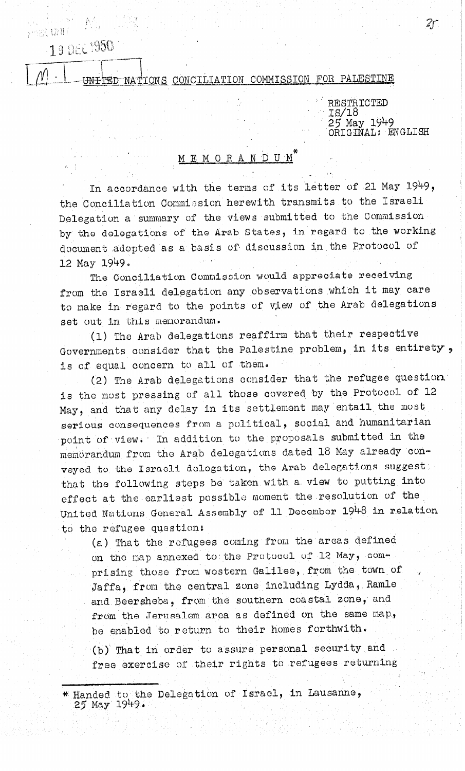UNITED NATIONS CONCILIATION COMMISSION FOR PALESTINE

RESTRICTED
IS/18
25 May 1949
ORIGINAL: ENGLISH

# MEMORANDUM*

In accordance with the terms of its letter of 21 May 1949, the Conciliation Commission herewith transmits to the Israeli Delegation a summary of the views submitted to the Commission by the delegations of the Arab States, in regard to the working document adopted as a basis of discussion in the Protocol of 12 May 1949.

The Conciliation Commission would appreciate receiving from the Israeli delegation any observations which it may care to make in regard to the points of view of the Arab delegations set out in this memorandum.

(1) The Arab delegations reaffirm that their respective Governments consider that the Palestine problem, in its entirety, is of equal concern to all of them.

(2) The Arab delegations consider that the refugee question is the most pressing of all those covered by the Protocol of 12 May, and that any delay in its settlement may entail the most serious consequences from a political, social and humanitarian point of view. In addition to the proposals submitted in the memorandum from the Arab delegations dated 18 May already conveyed to the Israeli delegation, the Arab delegations suggest that the following steps be taken with a view to putting into effect at the earliest possible moment the resolution of the United Nations General Assembly of 11 December 1948 in relation to the refugee question:

(a) That the refugees coming from the areas defined on the map annexed to the Protocol of 12 May, comprising those from western Galilee, from the town of Jaffa, from the central zone including Lydda, Ramle and Beersheba, from the southern coastal zone, and from the Jerusalem area as defined on the same map, be enabled to return to their homes forthwith.

(b) That in order to assure personal security and free exercise of their rights to refugees returning

\* Handed to the Delegation of Israel, in Lausanne, 25 May 1949.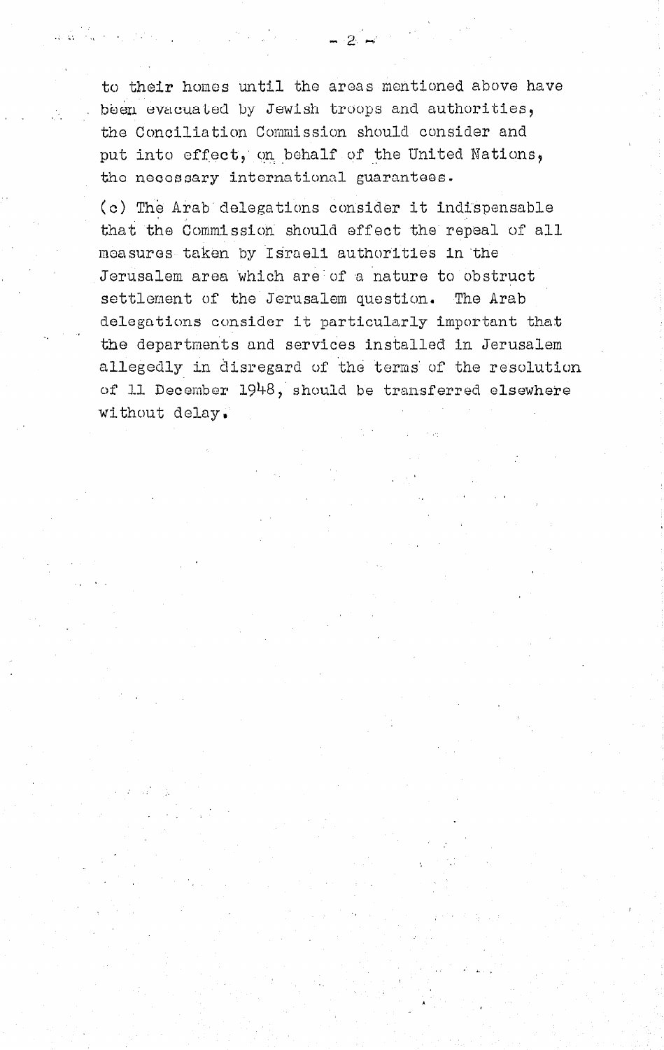to their homes until the areas mentioned above have been evacuated by Jewish troops and authorities, the Conciliation Commission should consider and put into effect, on behalf of the United Nations, the necessary international guarantees.

(c) The Arab delegations consider it indispensable that the Commission should effect the repeal of all measures taken by Israeli authorities in the Jerusalem area which are of a nature to obstruct settlement of the Jerusalem question. The Arab delegations consider it particularly important that the departments and services installed in Jerusalem allegedly in disregard of the terms of the resolution of 11 December 1948, should be transferred elsewhere without delay.